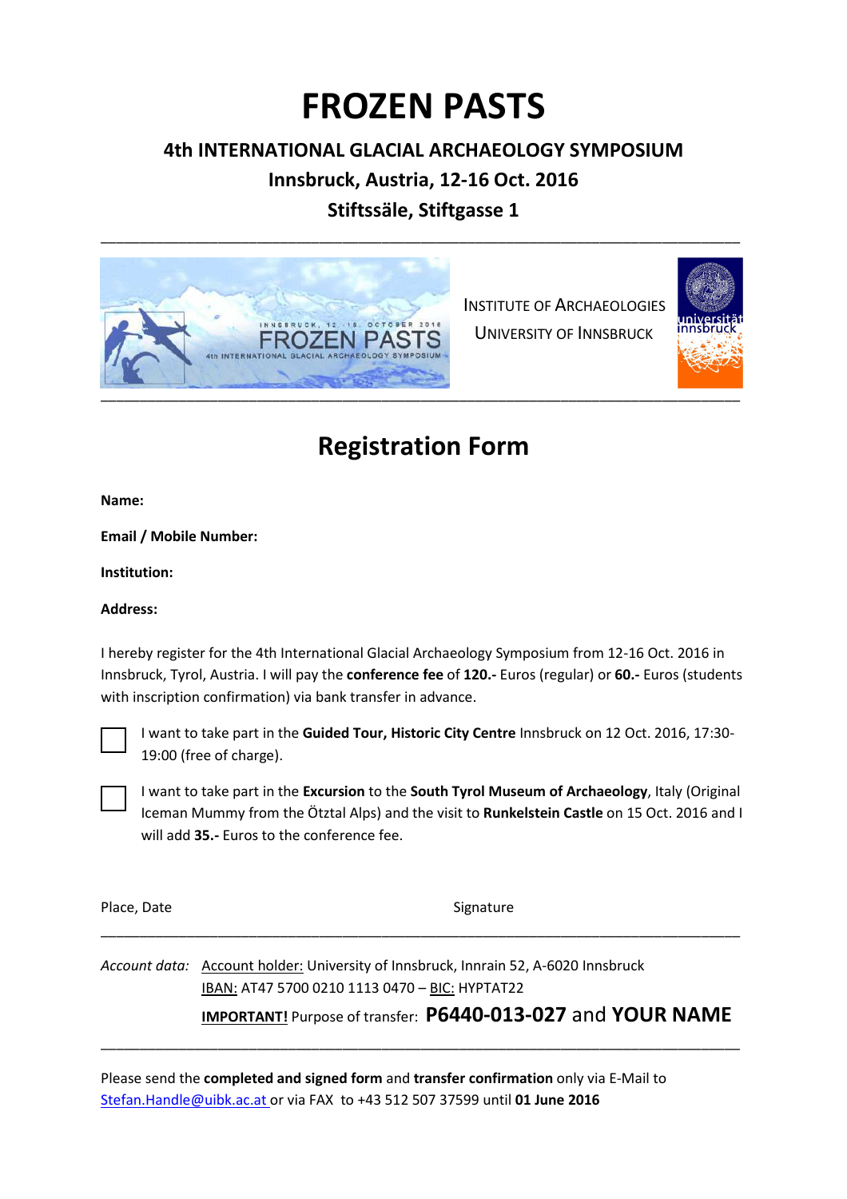# FROZEN PASTS

## 4th INTERNATIONAL GLACIAL ARCHAEOLOGY SYMPOSIUM

## Innsbruck, Austria, 12-16 Oct. 2016

## Stiftssäle, Stiftgasse 1

---

INSTITUTE OF ARCHAEOLOGIES

UNIVERSITY OF INNSBRUCK

---

## Registration Form

**Name:**

**Email / Mobile Number:**

**Institution:**

**Address:**

I hereby register for the 4th International Glacial Archaeology Symposium from 12-16 Oct. 2016 in Innsbruck, Tyrol, Austria. I will pay the **conference fee** of **120.-** Euros (regular) or **60.-** Euros (students with inscription confirmation) via bank transfer in advance.

☐ I want to take part in the **Guided Tour, Historic City Centre** Innsbruck on 12 Oct. 2016, 17:30-19:00 (free of charge).

☐ I want to take part in the **Excursion** to the **South Tyrol Museum of Archaeology**, Italy (Original Iceman Mummy from the Ötztal Alps) and the visit to **Runkelstein Castle** on 15 Oct. 2016 and I will add **35.-** Euros to the conference fee.

Place, Date                                        Signature

---

*Account data:* Account holder: University of Innsbruck, Innrain 52, A-6020 Innsbruck

IBAN: AT47 5700 0210 1113 0470 – BIC: HYPTAT22

**IMPORTANT!** Purpose of transfer: **P6440-013-027** and **YOUR NAME**

---

Please send the **completed and signed form** and **transfer confirmation** only via E-Mail to Stefan.Handle@uibk.ac.at or via FAX to +43 512 507 37599 until **01 June 2016**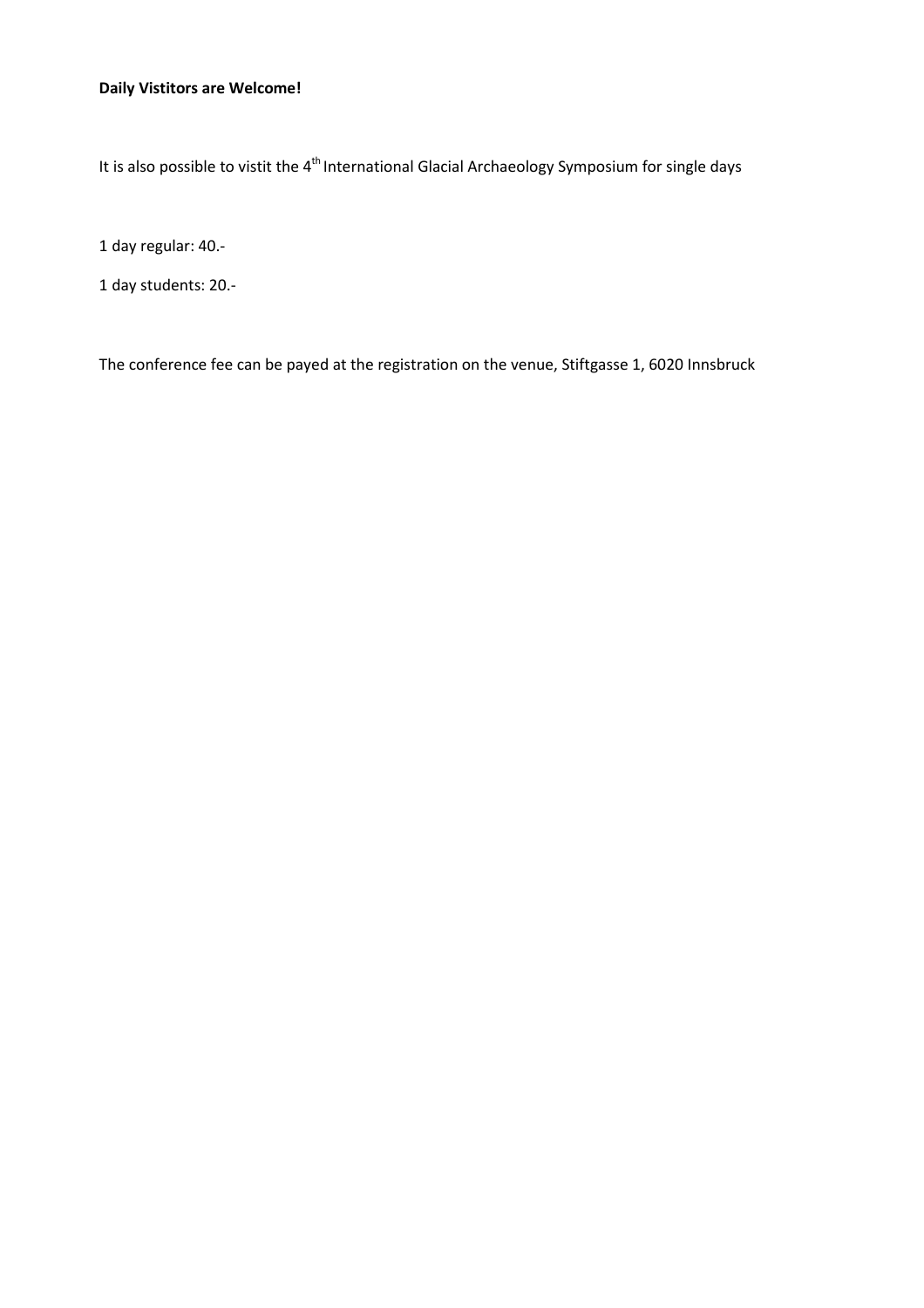**Daily Vistitors are Welcome!**

It is also possible to vistit the 4th International Glacial Archaeology Symposium for single days

1 day regular: 40.-

1 day students: 20.-

The conference fee can be payed at the registration on the venue, Stiftgasse 1, 6020 Innsbruck